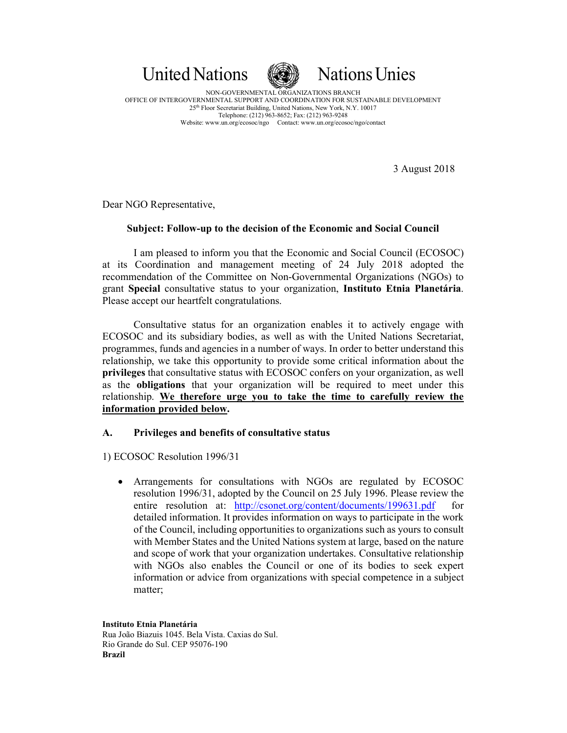United Nations Nations Unies

NON-GOVERNMENTAL ORGANIZATIONS BRANCH
OFFICE OF INTERGOVERNMENTAL SUPPORT AND COORDINATION FOR SUSTAINABLE DEVELOPMENT
25th Floor Secretariat Building, United Nations, New York, N.Y. 10017
Telephone: (212) 963-8652; Fax: (212) 963-9248
Website: www.un.org/ecosoc/ngo Contact: www.un.org/ecosoc/ngo/contact

3 August 2018

Dear NGO Representative,

**Subject: Follow-up to the decision of the Economic and Social Council**

I am pleased to inform you that the Economic and Social Council (ECOSOC) at its Coordination and management meeting of 24 July 2018 adopted the recommendation of the Committee on Non-Governmental Organizations (NGOs) to grant **Special** consultative status to your organization, **Instituto Etnia Planetária**. Please accept our heartfelt congratulations.

Consultative status for an organization enables it to actively engage with ECOSOC and its subsidiary bodies, as well as with the United Nations Secretariat, programmes, funds and agencies in a number of ways. In order to better understand this relationship, we take this opportunity to provide some critical information about the **privileges** that consultative status with ECOSOC confers on your organization, as well as the **obligations** that your organization will be required to meet under this relationship. **We therefore urge you to take the time to carefully review the information provided below.**

## A. Privileges and benefits of consultative status

1) ECOSOC Resolution 1996/31

- Arrangements for consultations with NGOs are regulated by ECOSOC resolution 1996/31, adopted by the Council on 25 July 1996. Please review the entire resolution at: http://csonet.org/content/documents/199631.pdf for detailed information. It provides information on ways to participate in the work of the Council, including opportunities to organizations such as yours to consult with Member States and the United Nations system at large, based on the nature and scope of work that your organization undertakes. Consultative relationship with NGOs also enables the Council or one of its bodies to seek expert information or advice from organizations with special competence in a subject matter;

**Instituto Etnia Planetária**
Rua João Biazuis 1045. Bela Vista. Caxias do Sul.
Rio Grande do Sul. CEP 95076-190
**Brazil**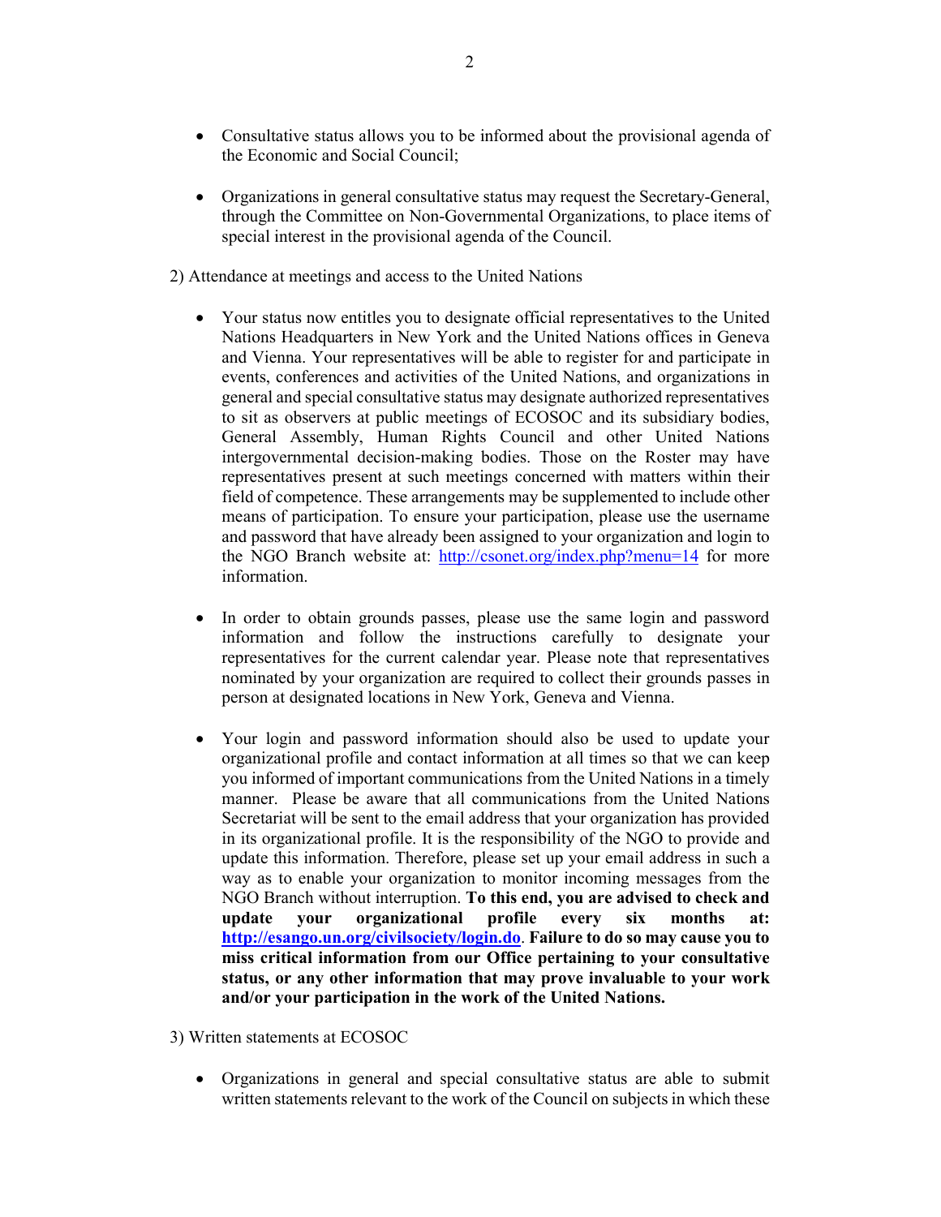- Consultative status allows you to be informed about the provisional agenda of the Economic and Social Council;

- Organizations in general consultative status may request the Secretary-General, through the Committee on Non-Governmental Organizations, to place items of special interest in the provisional agenda of the Council.

2) Attendance at meetings and access to the United Nations

- Your status now entitles you to designate official representatives to the United Nations Headquarters in New York and the United Nations offices in Geneva and Vienna. Your representatives will be able to register for and participate in events, conferences and activities of the United Nations, and organizations in general and special consultative status may designate authorized representatives to sit as observers at public meetings of ECOSOC and its subsidiary bodies, General Assembly, Human Rights Council and other United Nations intergovernmental decision-making bodies. Those on the Roster may have representatives present at such meetings concerned with matters within their field of competence. These arrangements may be supplemented to include other means of participation. To ensure your participation, please use the username and password that have already been assigned to your organization and login to the NGO Branch website at: [http://csonet.org/index.php?menu=14](http://csonet.org/index.php?menu=14) for more information.

- In order to obtain grounds passes, please use the same login and password information and follow the instructions carefully to designate your representatives for the current calendar year. Please note that representatives nominated by your organization are required to collect their grounds passes in person at designated locations in New York, Geneva and Vienna.

- Your login and password information should also be used to update your organizational profile and contact information at all times so that we can keep you informed of important communications from the United Nations in a timely manner. Please be aware that all communications from the United Nations Secretariat will be sent to the email address that your organization has provided in its organizational profile. It is the responsibility of the NGO to provide and update this information. Therefore, please set up your email address in such a way as to enable your organization to monitor incoming messages from the NGO Branch without interruption. **To this end, you are advised to check and update your organizational profile every six months at: [http://esango.un.org/civilsociety/login.do](http://esango.un.org/civilsociety/login.do). Failure to do so may cause you to miss critical information from our Office pertaining to your consultative status, or any other information that may prove invaluable to your work and/or your participation in the work of the United Nations.**

3) Written statements at ECOSOC

- Organizations in general and special consultative status are able to submit written statements relevant to the work of the Council on subjects in which these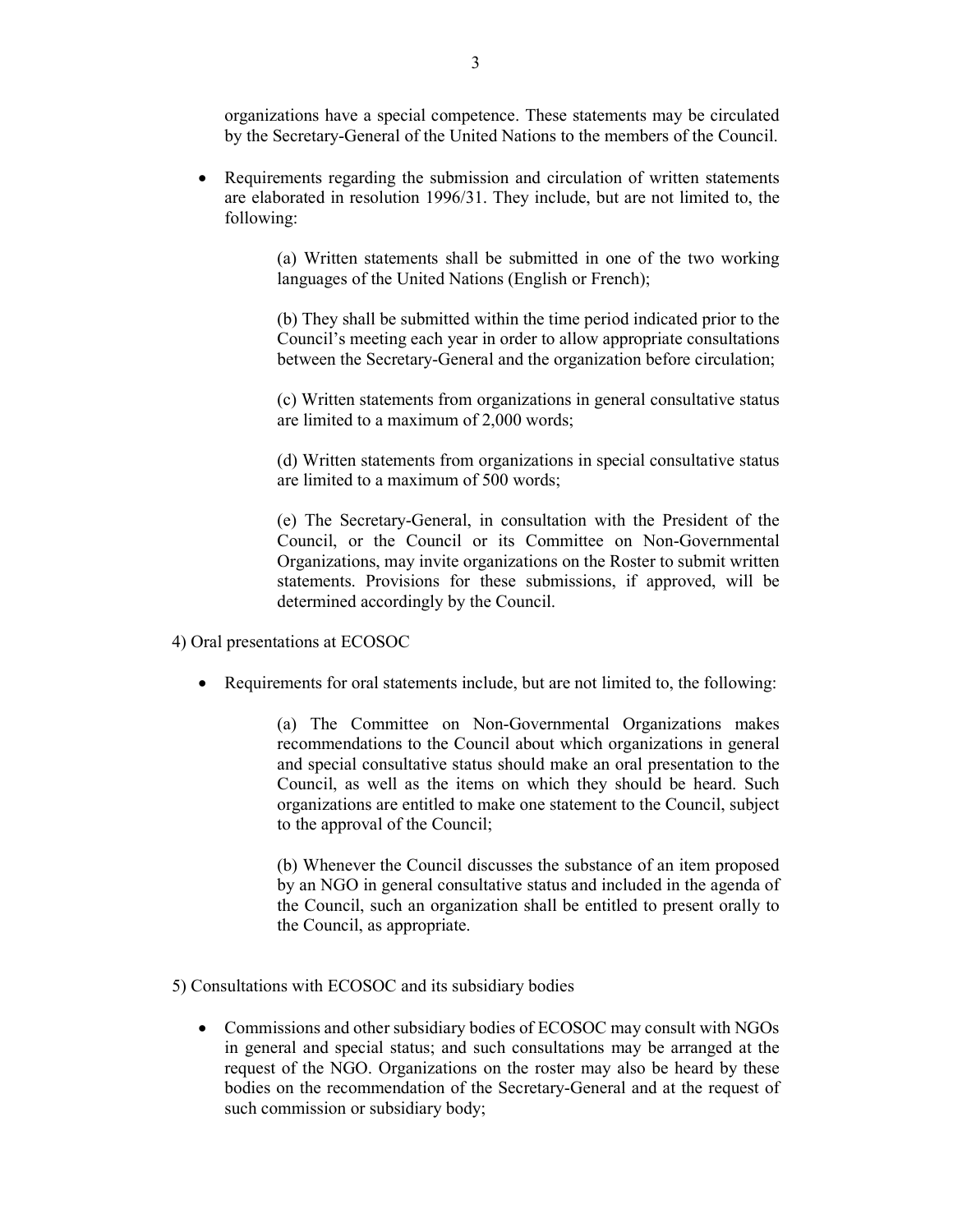organizations have a special competence. These statements may be circulated by the Secretary-General of the United Nations to the members of the Council.

- Requirements regarding the submission and circulation of written statements are elaborated in resolution 1996/31. They include, but are not limited to, the following:

  (a) Written statements shall be submitted in one of the two working languages of the United Nations (English or French);

  (b) They shall be submitted within the time period indicated prior to the Council's meeting each year in order to allow appropriate consultations between the Secretary-General and the organization before circulation;

  (c) Written statements from organizations in general consultative status are limited to a maximum of 2,000 words;

  (d) Written statements from organizations in special consultative status are limited to a maximum of 500 words;

  (e) The Secretary-General, in consultation with the President of the Council, or the Council or its Committee on Non-Governmental Organizations, may invite organizations on the Roster to submit written statements. Provisions for these submissions, if approved, will be determined accordingly by the Council.

4) Oral presentations at ECOSOC

- Requirements for oral statements include, but are not limited to, the following:

  (a) The Committee on Non-Governmental Organizations makes recommendations to the Council about which organizations in general and special consultative status should make an oral presentation to the Council, as well as the items on which they should be heard. Such organizations are entitled to make one statement to the Council, subject to the approval of the Council;

  (b) Whenever the Council discusses the substance of an item proposed by an NGO in general consultative status and included in the agenda of the Council, such an organization shall be entitled to present orally to the Council, as appropriate.

5) Consultations with ECOSOC and its subsidiary bodies

- Commissions and other subsidiary bodies of ECOSOC may consult with NGOs in general and special status; and such consultations may be arranged at the request of the NGO. Organizations on the roster may also be heard by these bodies on the recommendation of the Secretary-General and at the request of such commission or subsidiary body;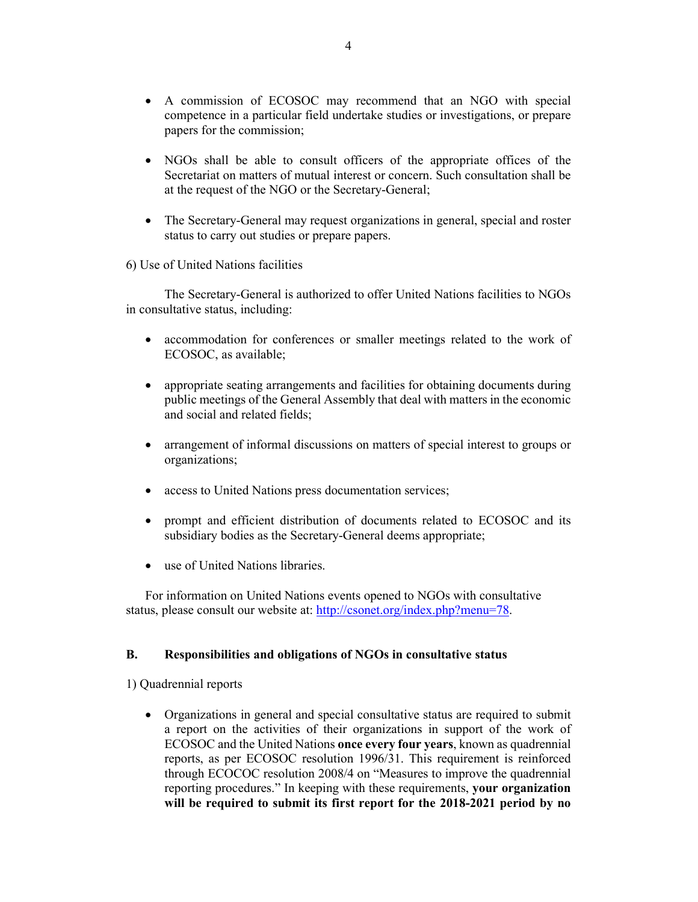- A commission of ECOSOC may recommend that an NGO with special competence in a particular field undertake studies or investigations, or prepare papers for the commission;

- NGOs shall be able to consult officers of the appropriate offices of the Secretariat on matters of mutual interest or concern. Such consultation shall be at the request of the NGO or the Secretary-General;

- The Secretary-General may request organizations in general, special and roster status to carry out studies or prepare papers.

6) Use of United Nations facilities

The Secretary-General is authorized to offer United Nations facilities to NGOs in consultative status, including:

- accommodation for conferences or smaller meetings related to the work of ECOSOC, as available;

- appropriate seating arrangements and facilities for obtaining documents during public meetings of the General Assembly that deal with matters in the economic and social and related fields;

- arrangement of informal discussions on matters of special interest to groups or organizations;

- access to United Nations press documentation services;

- prompt and efficient distribution of documents related to ECOSOC and its subsidiary bodies as the Secretary-General deems appropriate;

- use of United Nations libraries.

For information on United Nations events opened to NGOs with consultative status, please consult our website at: [http://csonet.org/index.php?menu=78](http://csonet.org/index.php?menu=78).

### B. Responsibilities and obligations of NGOs in consultative status

1) Quadrennial reports

- Organizations in general and special consultative status are required to submit a report on the activities of their organizations in support of the work of ECOSOC and the United Nations **once every four years**, known as quadrennial reports, as per ECOSOC resolution 1996/31. This requirement is reinforced through ECOCOC resolution 2008/4 on "Measures to improve the quadrennial reporting procedures." In keeping with these requirements, **your organization will be required to submit its first report for the 2018-2021 period by no**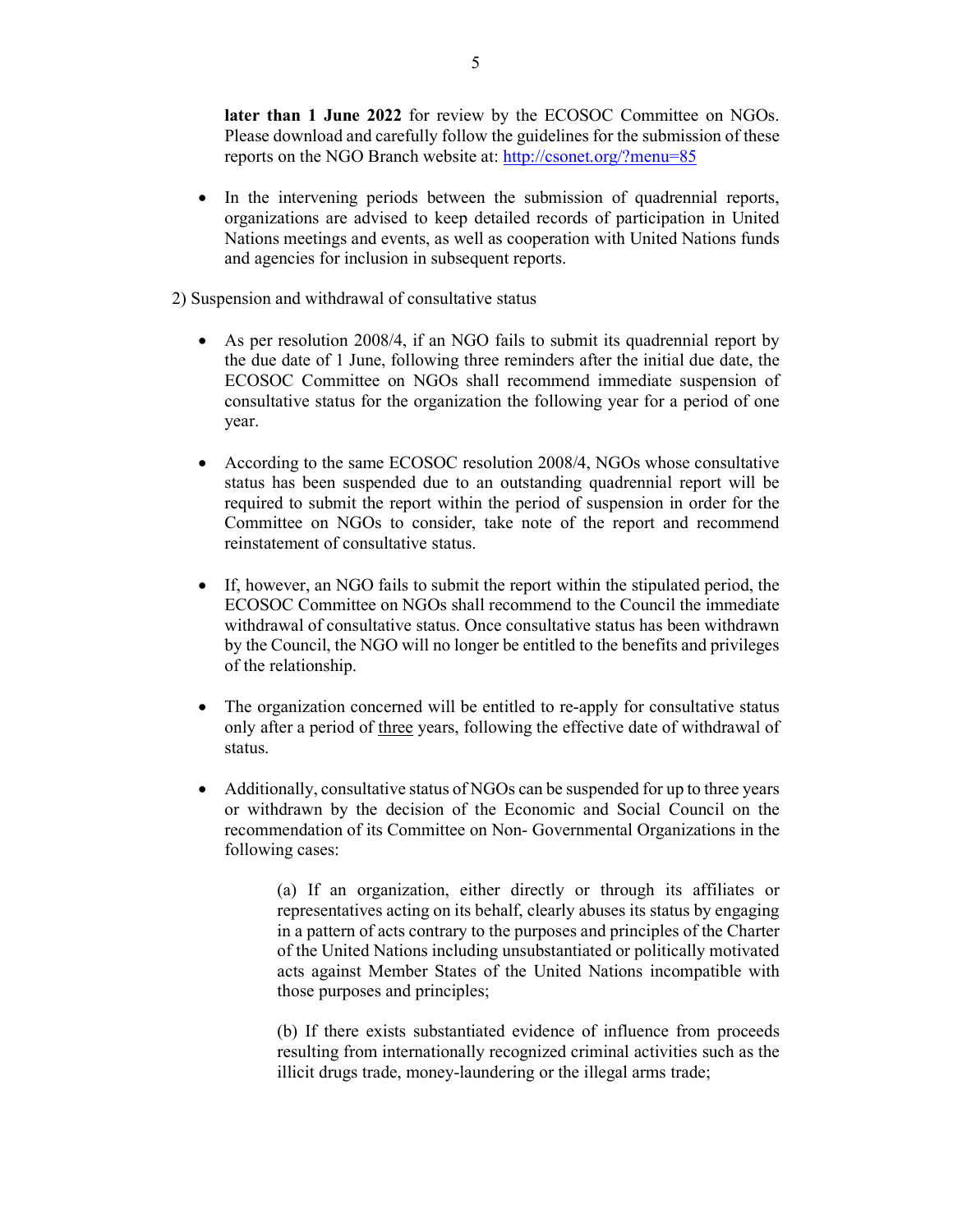**later than 1 June 2022** for review by the ECOSOC Committee on NGOs. Please download and carefully follow the guidelines for the submission of these reports on the NGO Branch website at: [http://csonet.org/?menu=85](http://csonet.org/?menu=85)

- In the intervening periods between the submission of quadrennial reports, organizations are advised to keep detailed records of participation in United Nations meetings and events, as well as cooperation with United Nations funds and agencies for inclusion in subsequent reports.

2) Suspension and withdrawal of consultative status

- As per resolution 2008/4, if an NGO fails to submit its quadrennial report by the due date of 1 June, following three reminders after the initial due date, the ECOSOC Committee on NGOs shall recommend immediate suspension of consultative status for the organization the following year for a period of one year.

- According to the same ECOSOC resolution 2008/4, NGOs whose consultative status has been suspended due to an outstanding quadrennial report will be required to submit the report within the period of suspension in order for the Committee on NGOs to consider, take note of the report and recommend reinstatement of consultative status.

- If, however, an NGO fails to submit the report within the stipulated period, the ECOSOC Committee on NGOs shall recommend to the Council the immediate withdrawal of consultative status. Once consultative status has been withdrawn by the Council, the NGO will no longer be entitled to the benefits and privileges of the relationship.

- The organization concerned will be entitled to re-apply for consultative status only after a period of three years, following the effective date of withdrawal of status.

- Additionally, consultative status of NGOs can be suspended for up to three years or withdrawn by the decision of the Economic and Social Council on the recommendation of its Committee on Non- Governmental Organizations in the following cases:

    (a) If an organization, either directly or through its affiliates or representatives acting on its behalf, clearly abuses its status by engaging in a pattern of acts contrary to the purposes and principles of the Charter of the United Nations including unsubstantiated or politically motivated acts against Member States of the United Nations incompatible with those purposes and principles;

    (b) If there exists substantiated evidence of influence from proceeds resulting from internationally recognized criminal activities such as the illicit drugs trade, money-laundering or the illegal arms trade;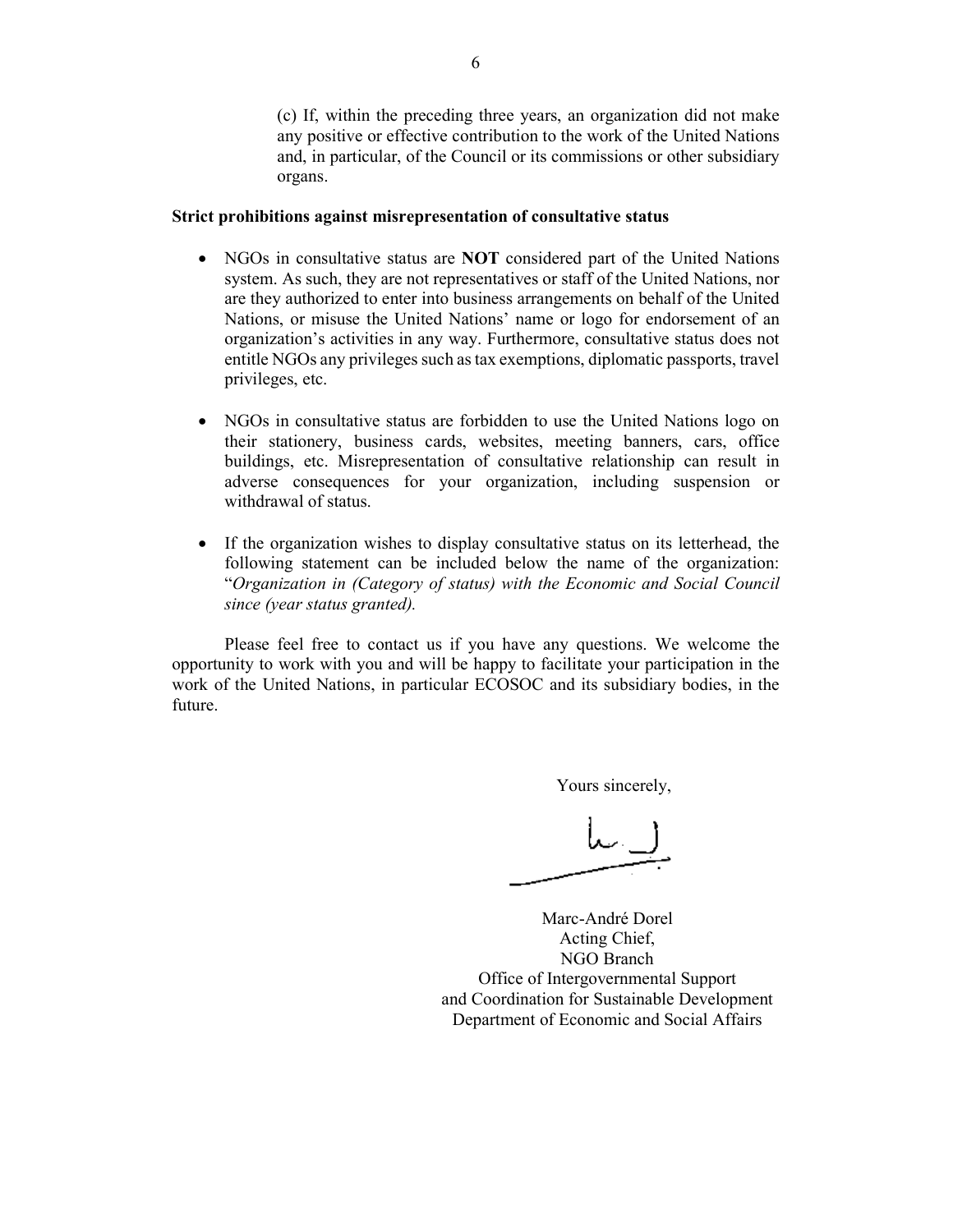(c) If, within the preceding three years, an organization did not make any positive or effective contribution to the work of the United Nations and, in particular, of the Council or its commissions or other subsidiary organs.

**Strict prohibitions against misrepresentation of consultative status**

- NGOs in consultative status are **NOT** considered part of the United Nations system. As such, they are not representatives or staff of the United Nations, nor are they authorized to enter into business arrangements on behalf of the United Nations, or misuse the United Nations' name or logo for endorsement of an organization's activities in any way. Furthermore, consultative status does not entitle NGOs any privileges such as tax exemptions, diplomatic passports, travel privileges, etc.

- NGOs in consultative status are forbidden to use the United Nations logo on their stationery, business cards, websites, meeting banners, cars, office buildings, etc. Misrepresentation of consultative relationship can result in adverse consequences for your organization, including suspension or withdrawal of status.

- If the organization wishes to display consultative status on its letterhead, the following statement can be included below the name of the organization: "*Organization in (Category of status) with the Economic and Social Council since (year status granted).*

Please feel free to contact us if you have any questions. We welcome the opportunity to work with you and will be happy to facilitate your participation in the work of the United Nations, in particular ECOSOC and its subsidiary bodies, in the future.

Yours sincerely,

Marc-André Dorel
Acting Chief,
NGO Branch
Office of Intergovernmental Support
and Coordination for Sustainable Development
Department of Economic and Social Affairs